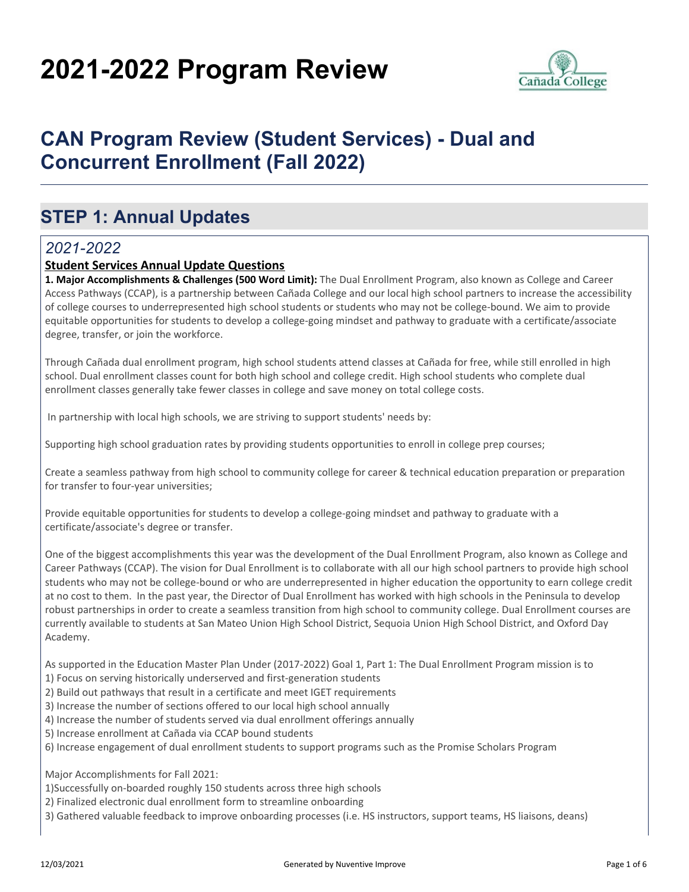# 2021-2022 Program Review

## CAN Program Review (Student Services) - Dual and Concurrent Enrollment (Fall 2022)

## STEP 1: Annual Updates

### *2021-2022*

**Student Services Annual Update Questions**

**1. Major Accomplishments & Challenges (500 Word Limit):** The Dual Enrollment Program, also known as College and Career Access Pathways (CCAP), is a partnership between Cañada College and our local high school partners to increase the accessibility of college courses to underrepresented high school students or students who may not be college-bound. We aim to provide equitable opportunities for students to develop a college-going mindset and pathway to graduate with a certificate/associate degree, transfer, or join the workforce.

Through Cañada dual enrollment program, high school students attend classes at Cañada for free, while still enrolled in high school. Dual enrollment classes count for both high school and college credit. High school students who complete dual enrollment classes generally take fewer classes in college and save money on total college costs.

In partnership with local high schools, we are striving to support students' needs by:

Supporting high school graduation rates by providing students opportunities to enroll in college prep courses;

Create a seamless pathway from high school to community college for career & technical education preparation or preparation for transfer to four-year universities;

Provide equitable opportunities for students to develop a college-going mindset and pathway to graduate with a certificate/associate's degree or transfer.

One of the biggest accomplishments this year was the development of the Dual Enrollment Program, also known as College and Career Pathways (CCAP). The vision for Dual Enrollment is to collaborate with all our high school partners to provide high school students who may not be college-bound or who are underrepresented in higher education the opportunity to earn college credit at no cost to them. In the past year, the Director of Dual Enrollment has worked with high schools in the Peninsula to develop robust partnerships in order to create a seamless transition from high school to community college. Dual Enrollment courses are currently available to students at San Mateo Union High School District, Sequoia Union High School District, and Oxford Day Academy.

As supported in the Education Master Plan Under (2017-2022) Goal 1, Part 1: The Dual Enrollment Program mission is to

1) Focus on serving historically underserved and first-generation students
2) Build out pathways that result in a certificate and meet IGET requirements
3) Increase the number of sections offered to our local high school annually
4) Increase the number of students served via dual enrollment offerings annually
5) Increase enrollment at Cañada via CCAP bound students
6) Increase engagement of dual enrollment students to support programs such as the Promise Scholars Program

Major Accomplishments for Fall 2021:

1)Successfully on-boarded roughly 150 students across three high schools
2) Finalized electronic dual enrollment form to streamline onboarding
3) Gathered valuable feedback to improve onboarding processes (i.e. HS instructors, support teams, HS liaisons, deans)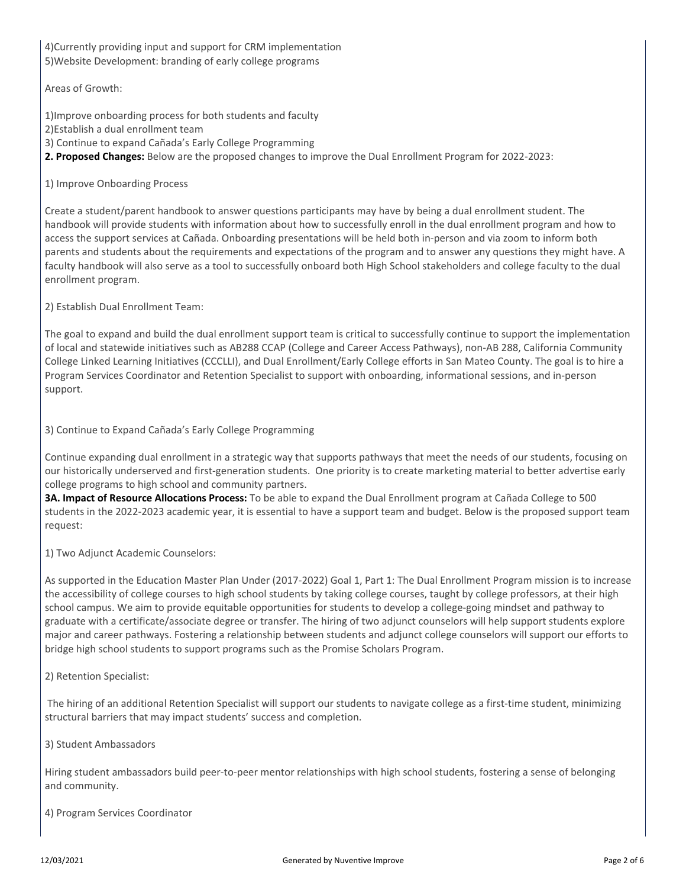4)Currently providing input and support for CRM implementation
5)Website Development: branding of early college programs

Areas of Growth:

1)Improve onboarding process for both students and faculty
2)Establish a dual enrollment team
3) Continue to expand Cañada's Early College Programming

**2. Proposed Changes:** Below are the proposed changes to improve the Dual Enrollment Program for 2022-2023:

1) Improve Onboarding Process

Create a student/parent handbook to answer questions participants may have by being a dual enrollment student. The handbook will provide students with information about how to successfully enroll in the dual enrollment program and how to access the support services at Cañada. Onboarding presentations will be held both in-person and via zoom to inform both parents and students about the requirements and expectations of the program and to answer any questions they might have. A faculty handbook will also serve as a tool to successfully onboard both High School stakeholders and college faculty to the dual enrollment program.

2) Establish Dual Enrollment Team:

The goal to expand and build the dual enrollment support team is critical to successfully continue to support the implementation of local and statewide initiatives such as AB288 CCAP (College and Career Access Pathways), non-AB 288, California Community College Linked Learning Initiatives (CCCLLI), and Dual Enrollment/Early College efforts in San Mateo County. The goal is to hire a Program Services Coordinator and Retention Specialist to support with onboarding, informational sessions, and in-person support.

3) Continue to Expand Cañada's Early College Programming

Continue expanding dual enrollment in a strategic way that supports pathways that meet the needs of our students, focusing on our historically underserved and first-generation students. One priority is to create marketing material to better advertise early college programs to high school and community partners.

**3A. Impact of Resource Allocations Process:** To be able to expand the Dual Enrollment program at Cañada College to 500 students in the 2022-2023 academic year, it is essential to have a support team and budget. Below is the proposed support team request:

1) Two Adjunct Academic Counselors:

As supported in the Education Master Plan Under (2017-2022) Goal 1, Part 1: The Dual Enrollment Program mission is to increase the accessibility of college courses to high school students by taking college courses, taught by college professors, at their high school campus. We aim to provide equitable opportunities for students to develop a college-going mindset and pathway to graduate with a certificate/associate degree or transfer. The hiring of two adjunct counselors will help support students explore major and career pathways. Fostering a relationship between students and adjunct college counselors will support our efforts to bridge high school students to support programs such as the Promise Scholars Program.

2) Retention Specialist:

The hiring of an additional Retention Specialist will support our students to navigate college as a first-time student, minimizing structural barriers that may impact students' success and completion.

3) Student Ambassadors

Hiring student ambassadors build peer-to-peer mentor relationships with high school students, fostering a sense of belonging and community.

4) Program Services Coordinator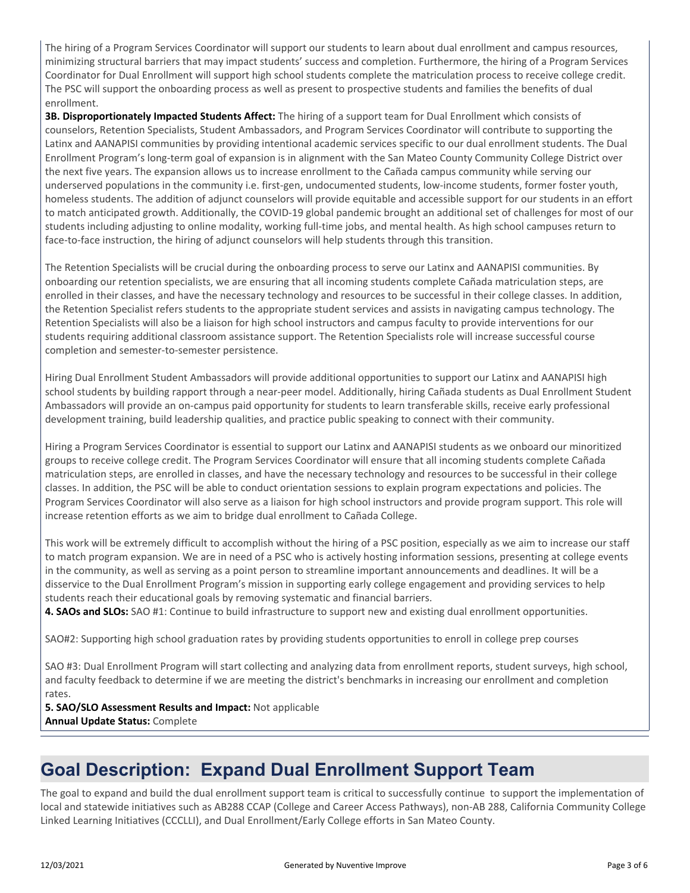The hiring of a Program Services Coordinator will support our students to learn about dual enrollment and campus resources, minimizing structural barriers that may impact students' success and completion. Furthermore, the hiring of a Program Services Coordinator for Dual Enrollment will support high school students complete the matriculation process to receive college credit. The PSC will support the onboarding process as well as present to prospective students and families the benefits of dual enrollment.

**3B. Disproportionately Impacted Students Affect:** The hiring of a support team for Dual Enrollment which consists of counselors, Retention Specialists, Student Ambassadors, and Program Services Coordinator will contribute to supporting the Latinx and AANAPISI communities by providing intentional academic services specific to our dual enrollment students. The Dual Enrollment Program's long-term goal of expansion is in alignment with the San Mateo County Community College District over the next five years. The expansion allows us to increase enrollment to the Cañada campus community while serving our underserved populations in the community i.e. first-gen, undocumented students, low-income students, former foster youth, homeless students. The addition of adjunct counselors will provide equitable and accessible support for our students in an effort to match anticipated growth. Additionally, the COVID-19 global pandemic brought an additional set of challenges for most of our students including adjusting to online modality, working full-time jobs, and mental health. As high school campuses return to face-to-face instruction, the hiring of adjunct counselors will help students through this transition.

The Retention Specialists will be crucial during the onboarding process to serve our Latinx and AANAPISI communities. By onboarding our retention specialists, we are ensuring that all incoming students complete Cañada matriculation steps, are enrolled in their classes, and have the necessary technology and resources to be successful in their college classes. In addition, the Retention Specialist refers students to the appropriate student services and assists in navigating campus technology. The Retention Specialists will also be a liaison for high school instructors and campus faculty to provide interventions for our students requiring additional classroom assistance support. The Retention Specialists role will increase successful course completion and semester-to-semester persistence.

Hiring Dual Enrollment Student Ambassadors will provide additional opportunities to support our Latinx and AANAPISI high school students by building rapport through a near-peer model. Additionally, hiring Cañada students as Dual Enrollment Student Ambassadors will provide an on-campus paid opportunity for students to learn transferable skills, receive early professional development training, build leadership qualities, and practice public speaking to connect with their community.

Hiring a Program Services Coordinator is essential to support our Latinx and AANAPISI students as we onboard our minoritized groups to receive college credit. The Program Services Coordinator will ensure that all incoming students complete Cañada matriculation steps, are enrolled in classes, and have the necessary technology and resources to be successful in their college classes. In addition, the PSC will be able to conduct orientation sessions to explain program expectations and policies. The Program Services Coordinator will also serve as a liaison for high school instructors and provide program support. This role will increase retention efforts as we aim to bridge dual enrollment to Cañada College.

This work will be extremely difficult to accomplish without the hiring of a PSC position, especially as we aim to increase our staff to match program expansion. We are in need of a PSC who is actively hosting information sessions, presenting at college events in the community, as well as serving as a point person to streamline important announcements and deadlines. It will be a disservice to the Dual Enrollment Program's mission in supporting early college engagement and providing services to help students reach their educational goals by removing systematic and financial barriers.

**4. SAOs and SLOs:** SAO #1: Continue to build infrastructure to support new and existing dual enrollment opportunities.

SAO#2: Supporting high school graduation rates by providing students opportunities to enroll in college prep courses

SAO #3: Dual Enrollment Program will start collecting and analyzing data from enrollment reports, student surveys, high school, and faculty feedback to determine if we are meeting the district's benchmarks in increasing our enrollment and completion rates.

**5. SAO/SLO Assessment Results and Impact:** Not applicable

**Annual Update Status:** Complete

## Goal Description: Expand Dual Enrollment Support Team

The goal to expand and build the dual enrollment support team is critical to successfully continue to support the implementation of local and statewide initiatives such as AB288 CCAP (College and Career Access Pathways), non-AB 288, California Community College Linked Learning Initiatives (CCCLLI), and Dual Enrollment/Early College efforts in San Mateo County.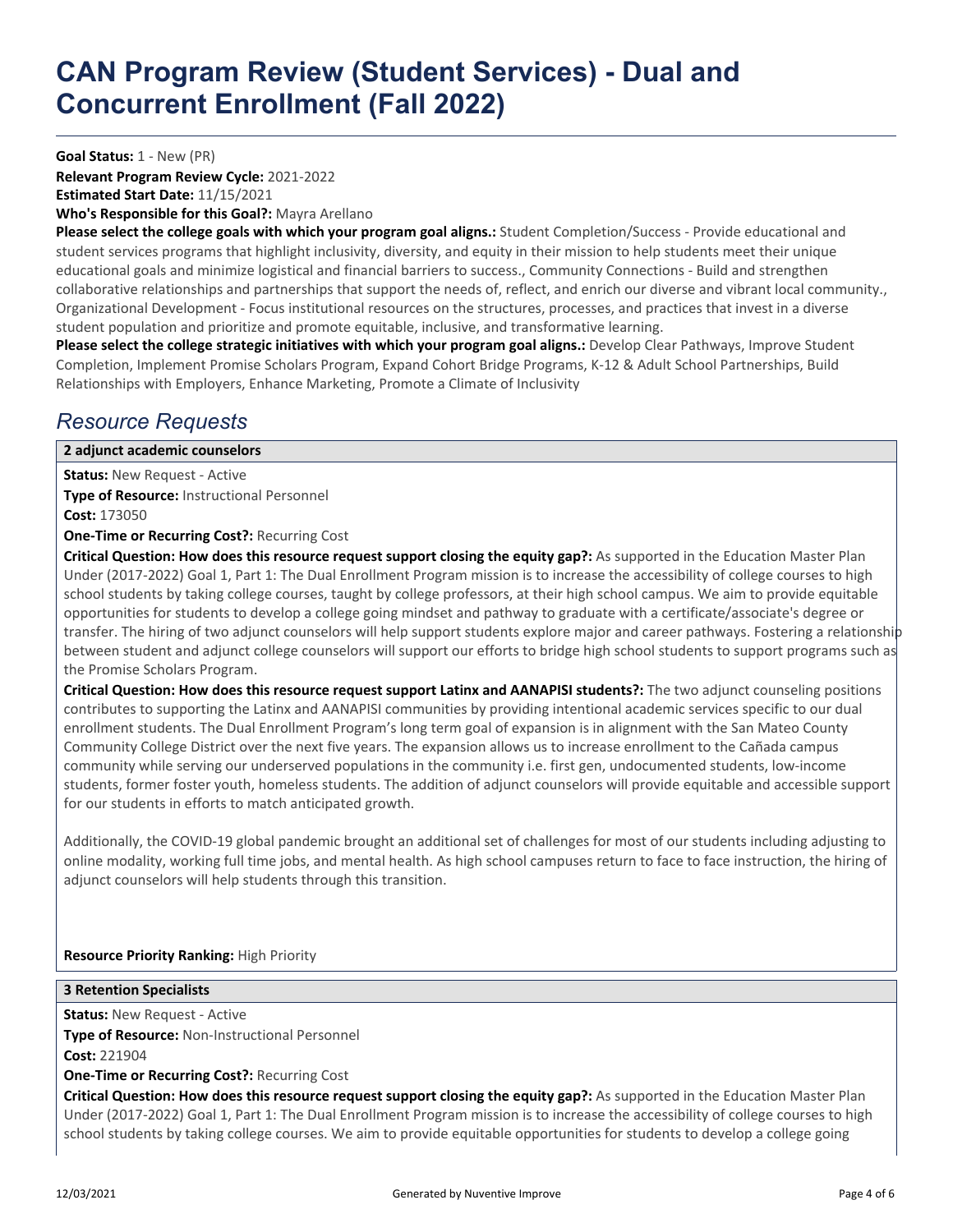# CAN Program Review (Student Services) - Dual and Concurrent Enrollment (Fall 2022)

**Goal Status:** 1 - New (PR)
**Relevant Program Review Cycle:** 2021-2022
**Estimated Start Date:** 11/15/2021
**Who's Responsible for this Goal?:** Mayra Arellano
**Please select the college goals with which your program goal aligns.:** Student Completion/Success - Provide educational and student services programs that highlight inclusivity, diversity, and equity in their mission to help students meet their unique educational goals and minimize logistical and financial barriers to success., Community Connections - Build and strengthen collaborative relationships and partnerships that support the needs of, reflect, and enrich our diverse and vibrant local community., Organizational Development - Focus institutional resources on the structures, processes, and practices that invest in a diverse student population and prioritize and promote equitable, inclusive, and transformative learning.
**Please select the college strategic initiatives with which your program goal aligns.:** Develop Clear Pathways, Improve Student Completion, Implement Promise Scholars Program, Expand Cohort Bridge Programs, K-12 & Adult School Partnerships, Build Relationships with Employers, Enhance Marketing, Promote a Climate of Inclusivity

## *Resource Requests*

### 2 adjunct academic counselors

**Status:** New Request - Active
**Type of Resource:** Instructional Personnel
**Cost:** 173050
**One-Time or Recurring Cost?:** Recurring Cost
**Critical Question: How does this resource request support closing the equity gap?:** As supported in the Education Master Plan Under (2017-2022) Goal 1, Part 1: The Dual Enrollment Program mission is to increase the accessibility of college courses to high school students by taking college courses, taught by college professors, at their high school campus. We aim to provide equitable opportunities for students to develop a college going mindset and pathway to graduate with a certificate/associate's degree or transfer. The hiring of two adjunct counselors will help support students explore major and career pathways. Fostering a relationship between student and adjunct college counselors will support our efforts to bridge high school students to support programs such as the Promise Scholars Program.
**Critical Question: How does this resource request support Latinx and AANAPISI students?:** The two adjunct counseling positions contributes to supporting the Latinx and AANAPISI communities by providing intentional academic services specific to our dual enrollment students. The Dual Enrollment Program's long term goal of expansion is in alignment with the San Mateo County Community College District over the next five years. The expansion allows us to increase enrollment to the Cañada campus community while serving our underserved populations in the community i.e. first gen, undocumented students, low-income students, former foster youth, homeless students. The addition of adjunct counselors will provide equitable and accessible support for our students in efforts to match anticipated growth.

Additionally, the COVID-19 global pandemic brought an additional set of challenges for most of our students including adjusting to online modality, working full time jobs, and mental health. As high school campuses return to face to face instruction, the hiring of adjunct counselors will help students through this transition.

**Resource Priority Ranking:** High Priority

### 3 Retention Specialists

**Status:** New Request - Active
**Type of Resource:** Non-Instructional Personnel
**Cost:** 221904
**One-Time or Recurring Cost?:** Recurring Cost
**Critical Question: How does this resource request support closing the equity gap?:** As supported in the Education Master Plan Under (2017-2022) Goal 1, Part 1: The Dual Enrollment Program mission is to increase the accessibility of college courses to high school students by taking college courses. We aim to provide equitable opportunities for students to develop a college going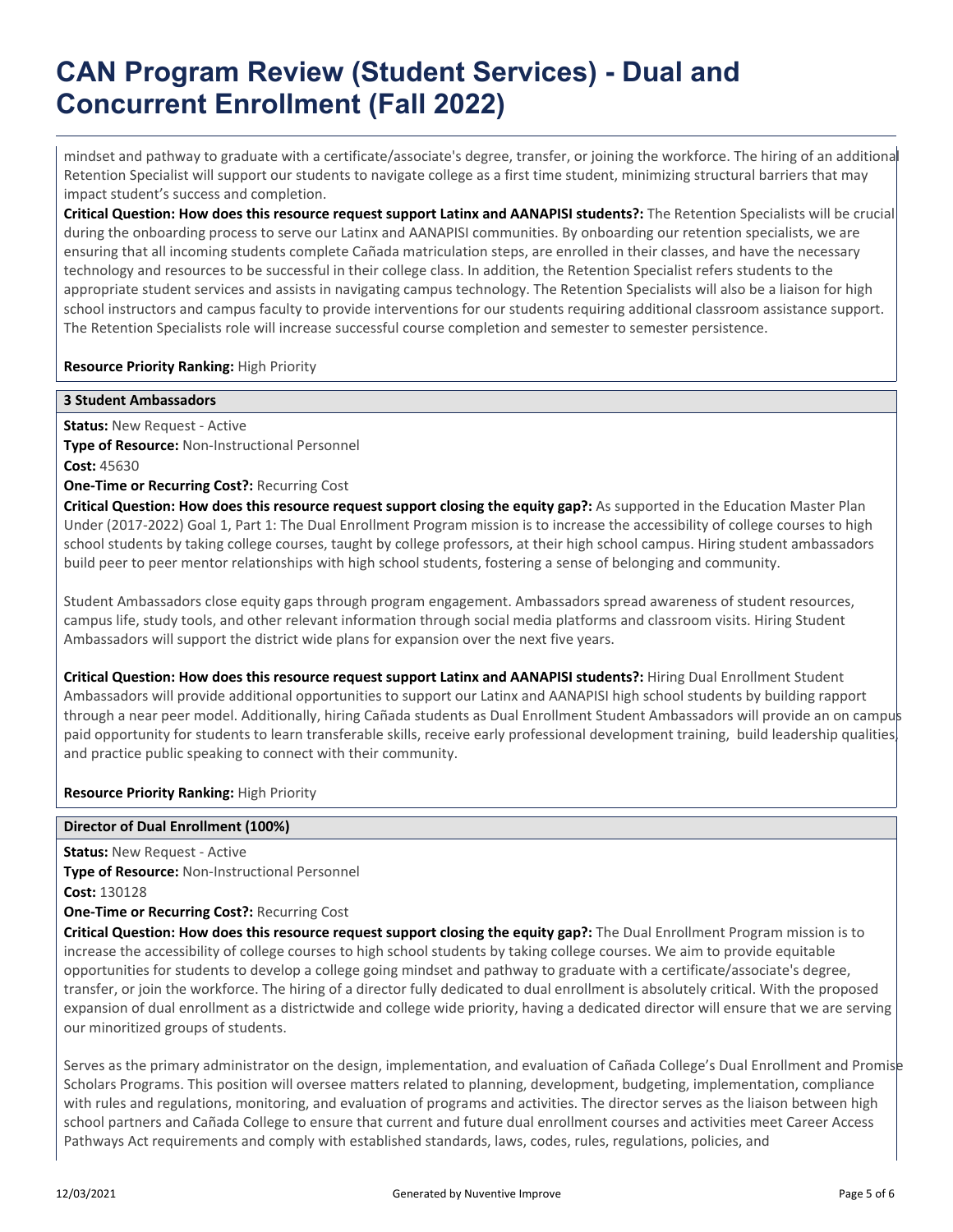mindset and pathway to graduate with a certificate/associate's degree, transfer, or joining the workforce. The hiring of an additional Retention Specialist will support our students to navigate college as a first time student, minimizing structural barriers that may impact student's success and completion.

**Critical Question: How does this resource request support Latinx and AANAPISI students?:** The Retention Specialists will be crucial during the onboarding process to serve our Latinx and AANAPISI communities. By onboarding our retention specialists, we are ensuring that all incoming students complete Cañada matriculation steps, are enrolled in their classes, and have the necessary technology and resources to be successful in their college class. In addition, the Retention Specialist refers students to the appropriate student services and assists in navigating campus technology. The Retention Specialists will also be a liaison for high school instructors and campus faculty to provide interventions for our students requiring additional classroom assistance support. The Retention Specialists role will increase successful course completion and semester to semester persistence.

**Resource Priority Ranking:** High Priority

### 3 Student Ambassadors

**Status:** New Request - Active

**Type of Resource:** Non-Instructional Personnel

**Cost:** 45630

**One-Time or Recurring Cost?:** Recurring Cost

**Critical Question: How does this resource request support closing the equity gap?:** As supported in the Education Master Plan Under (2017-2022) Goal 1, Part 1: The Dual Enrollment Program mission is to increase the accessibility of college courses to high school students by taking college courses, taught by college professors, at their high school campus. Hiring student ambassadors build peer to peer mentor relationships with high school students, fostering a sense of belonging and community.

Student Ambassadors close equity gaps through program engagement. Ambassadors spread awareness of student resources, campus life, study tools, and other relevant information through social media platforms and classroom visits. Hiring Student Ambassadors will support the district wide plans for expansion over the next five years.

**Critical Question: How does this resource request support Latinx and AANAPISI students?:** Hiring Dual Enrollment Student Ambassadors will provide additional opportunities to support our Latinx and AANAPISI high school students by building rapport through a near peer model. Additionally, hiring Cañada students as Dual Enrollment Student Ambassadors will provide an on campus paid opportunity for students to learn transferable skills, receive early professional development training, build leadership qualities, and practice public speaking to connect with their community.

**Resource Priority Ranking:** High Priority

### Director of Dual Enrollment (100%)

**Status:** New Request - Active

**Type of Resource:** Non-Instructional Personnel

**Cost:** 130128

**One-Time or Recurring Cost?:** Recurring Cost

**Critical Question: How does this resource request support closing the equity gap?:** The Dual Enrollment Program mission is to increase the accessibility of college courses to high school students by taking college courses. We aim to provide equitable opportunities for students to develop a college going mindset and pathway to graduate with a certificate/associate's degree, transfer, or join the workforce. The hiring of a director fully dedicated to dual enrollment is absolutely critical. With the proposed expansion of dual enrollment as a districtwide and college wide priority, having a dedicated director will ensure that we are serving our minoritized groups of students.

Serves as the primary administrator on the design, implementation, and evaluation of Cañada College's Dual Enrollment and Promise Scholars Programs. This position will oversee matters related to planning, development, budgeting, implementation, compliance with rules and regulations, monitoring, and evaluation of programs and activities. The director serves as the liaison between high school partners and Cañada College to ensure that current and future dual enrollment courses and activities meet Career Access Pathways Act requirements and comply with established standards, laws, codes, rules, regulations, policies, and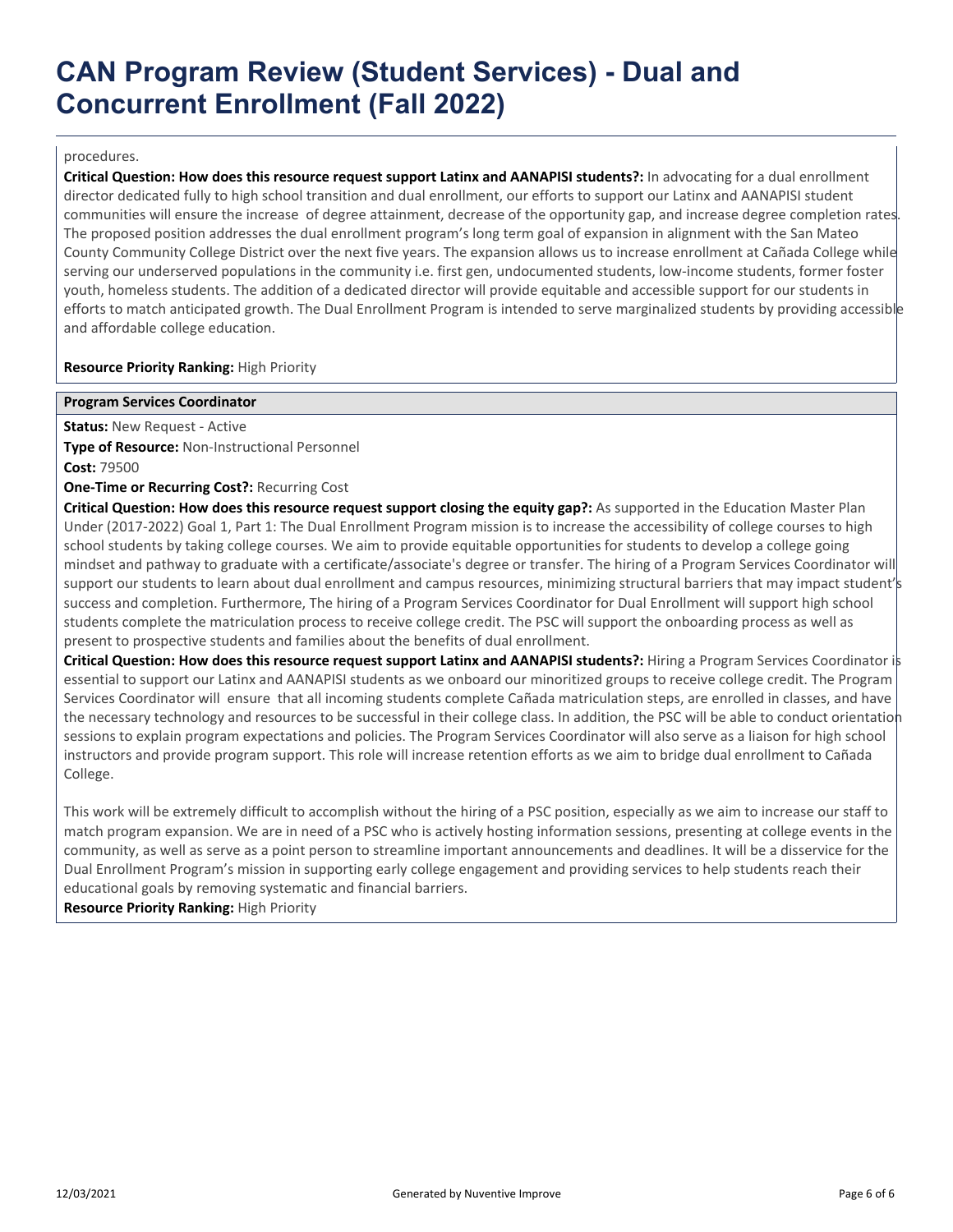procedures.

**Critical Question: How does this resource request support Latinx and AANAPISI students?:** In advocating for a dual enrollment director dedicated fully to high school transition and dual enrollment, our efforts to support our Latinx and AANAPISI student communities will ensure the increase  of degree attainment, decrease of the opportunity gap, and increase degree completion rates. The proposed position addresses the dual enrollment program's long term goal of expansion in alignment with the San Mateo County Community College District over the next five years. The expansion allows us to increase enrollment at Cañada College while serving our underserved populations in the community i.e. first gen, undocumented students, low-income students, former foster youth, homeless students. The addition of a dedicated director will provide equitable and accessible support for our students in efforts to match anticipated growth. The Dual Enrollment Program is intended to serve marginalized students by providing accessible and affordable college education.

**Resource Priority Ranking:** High Priority

**Program Services Coordinator**

**Status:** New Request - Active

**Type of Resource:** Non-Instructional Personnel

**Cost:** 79500

**One-Time or Recurring Cost?:** Recurring Cost

**Critical Question: How does this resource request support closing the equity gap?:** As supported in the Education Master Plan Under (2017-2022) Goal 1, Part 1: The Dual Enrollment Program mission is to increase the accessibility of college courses to high school students by taking college courses. We aim to provide equitable opportunities for students to develop a college going mindset and pathway to graduate with a certificate/associate's degree or transfer. The hiring of a Program Services Coordinator will support our students to learn about dual enrollment and campus resources, minimizing structural barriers that may impact student's success and completion. Furthermore, The hiring of a Program Services Coordinator for Dual Enrollment will support high school students complete the matriculation process to receive college credit. The PSC will support the onboarding process as well as present to prospective students and families about the benefits of dual enrollment.

**Critical Question: How does this resource request support Latinx and AANAPISI students?:** Hiring a Program Services Coordinator is essential to support our Latinx and AANAPISI students as we onboard our minoritized groups to receive college credit. The Program Services Coordinator will  ensure  that all incoming students complete Cañada matriculation steps, are enrolled in classes, and have the necessary technology and resources to be successful in their college class. In addition, the PSC will be able to conduct orientation sessions to explain program expectations and policies. The Program Services Coordinator will also serve as a liaison for high school instructors and provide program support. This role will increase retention efforts as we aim to bridge dual enrollment to Cañada College.

This work will be extremely difficult to accomplish without the hiring of a PSC position, especially as we aim to increase our staff to match program expansion. We are in need of a PSC who is actively hosting information sessions, presenting at college events in the community, as well as serve as a point person to streamline important announcements and deadlines. It will be a disservice for the Dual Enrollment Program's mission in supporting early college engagement and providing services to help students reach their educational goals by removing systematic and financial barriers.

**Resource Priority Ranking:** High Priority